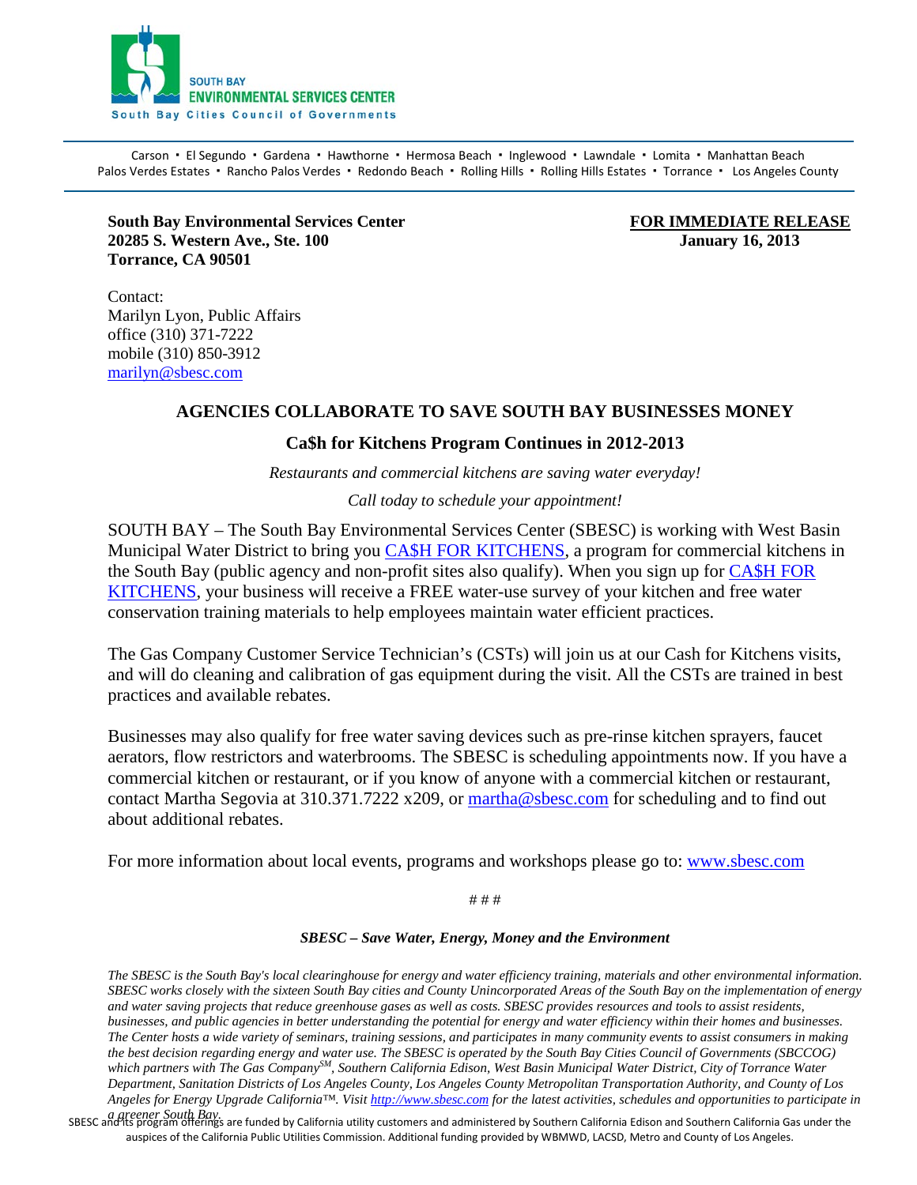SOUTH BAY
ENVIRONMENTAL SERVICES CENTER
South Bay Cities Council of Governments

Carson ▪ El Segundo ▪ Gardena ▪ Hawthorne ▪ Hermosa Beach ▪ Inglewood ▪ Lawndale ▪ Lomita ▪ Manhattan Beach
Palos Verdes Estates ▪ Rancho Palos Verdes ▪ Redondo Beach ▪ Rolling Hills ▪ Rolling Hills Estates ▪ Torrance ▪ Los Angeles County

**South Bay Environmental Services Center**
**20285 S. Western Ave., Ste. 100**
**Torrance, CA 90501**

**FOR IMMEDIATE RELEASE**
**January 16, 2013**

Contact:
Marilyn Lyon, Public Affairs
office (310) 371-7222
mobile (310) 850-3912
marilyn@sbesc.com

## AGENCIES COLLABORATE TO SAVE SOUTH BAY BUSINESSES MONEY

### Ca$h for Kitchens Program Continues in 2012-2013

*Restaurants and commercial kitchens are saving water everyday!*

*Call today to schedule your appointment!*

SOUTH BAY – The South Bay Environmental Services Center (SBESC) is working with West Basin Municipal Water District to bring you CA$H FOR KITCHENS, a program for commercial kitchens in the South Bay (public agency and non-profit sites also qualify). When you sign up for CA$H FOR KITCHENS, your business will receive a FREE water-use survey of your kitchen and free water conservation training materials to help employees maintain water efficient practices.

The Gas Company Customer Service Technician's (CSTs) will join us at our Cash for Kitchens visits, and will do cleaning and calibration of gas equipment during the visit. All the CSTs are trained in best practices and available rebates.

Businesses may also qualify for free water saving devices such as pre-rinse kitchen sprayers, faucet aerators, flow restrictors and waterbrooms. The SBESC is scheduling appointments now. If you have a commercial kitchen or restaurant, or if you know of anyone with a commercial kitchen or restaurant, contact Martha Segovia at 310.371.7222 x209, or martha@sbesc.com for scheduling and to find out about additional rebates.

For more information about local events, programs and workshops please go to: www.sbesc.com

# # #

***SBESC – Save Water, Energy, Money and the Environment***

*The SBESC is the South Bay's local clearinghouse for energy and water efficiency training, materials and other environmental information. SBESC works closely with the sixteen South Bay cities and County Unincorporated Areas of the South Bay on the implementation of energy and water saving projects that reduce greenhouse gases as well as costs. SBESC provides resources and tools to assist residents, businesses, and public agencies in better understanding the potential for energy and water efficiency within their homes and businesses. The Center hosts a wide variety of seminars, training sessions, and participates in many community events to assist consumers in making the best decision regarding energy and water use. The SBESC is operated by the South Bay Cities Council of Governments (SBCCOG) which partners with The Gas Company[SM], Southern California Edison, West Basin Municipal Water District, City of Torrance Water Department, Sanitation Districts of Los Angeles County, Los Angeles County Metropolitan Transportation Authority, and County of Los Angeles for Energy Upgrade California™. Visit http://www.sbesc.com for the latest activities, schedules and opportunities to participate in a greener South Bay.*

SBESC and its program offerings are funded by California utility customers and administered by Southern California Edison and Southern California Gas under the auspices of the California Public Utilities Commission. Additional funding provided by WBMWD, LACSD, Metro and County of Los Angeles.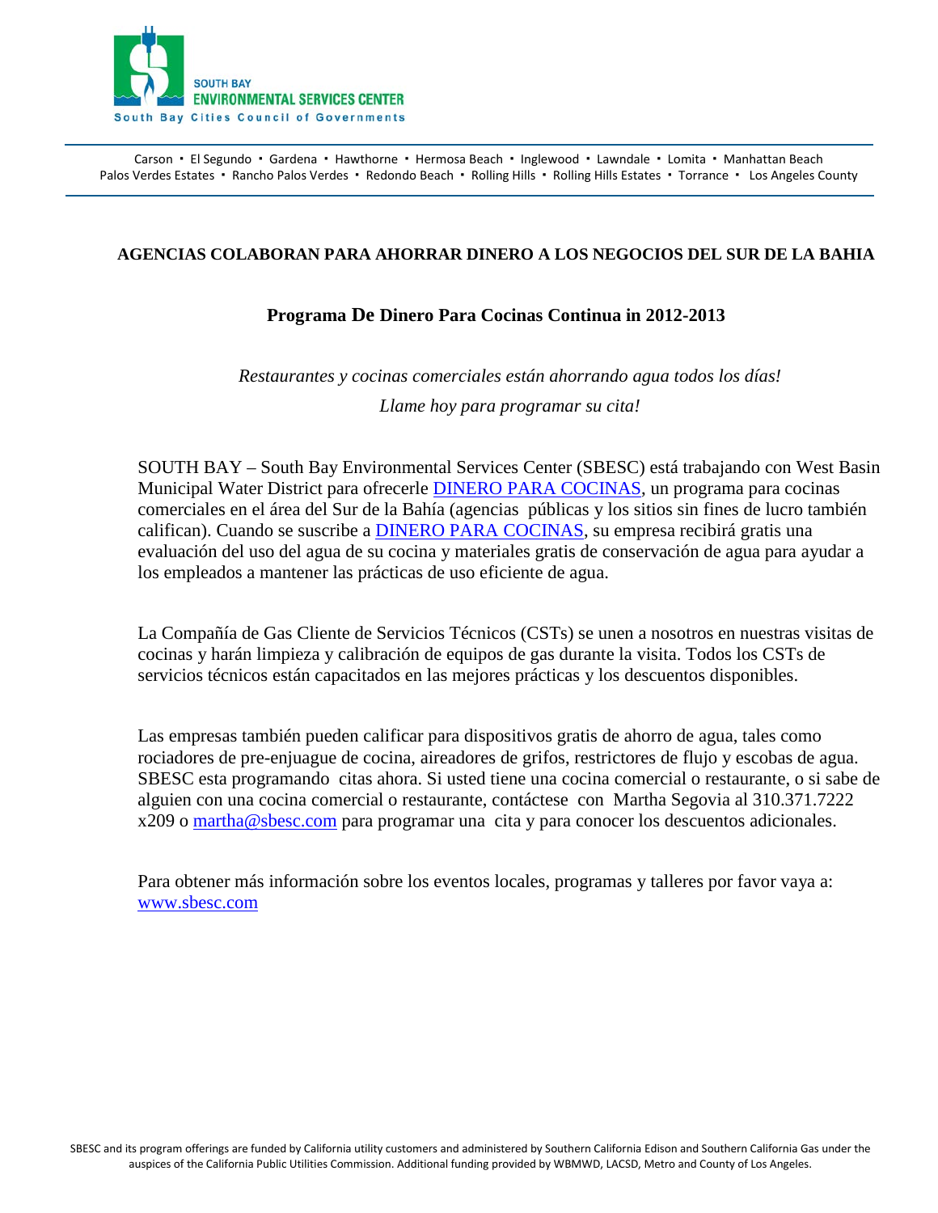SOUTH BAY ENVIRONMENTAL SERVICES CENTER
South Bay Cities Council of Governments

Carson ▪ El Segundo ▪ Gardena ▪ Hawthorne ▪ Hermosa Beach ▪ Inglewood ▪ Lawndale ▪ Lomita ▪ Manhattan Beach
Palos Verdes Estates ▪ Rancho Palos Verdes ▪ Redondo Beach ▪ Rolling Hills ▪ Rolling Hills Estates ▪ Torrance ▪ Los Angeles County

## AGENCIAS COLABORAN PARA AHORRAR DINERO A LOS NEGOCIOS DEL SUR DE LA BAHIA

### Programa De Dinero Para Cocinas Continua in 2012-2013

*Restaurantes y cocinas comerciales están ahorrando agua todos los días!*

*Llame hoy para programar su cita!*

SOUTH BAY – South Bay Environmental Services Center (SBESC) está trabajando con West Basin Municipal Water District para ofrecerle DINERO PARA COCINAS, un programa para cocinas comerciales en el área del Sur de la Bahía (agencias públicas y los sitios sin fines de lucro también califican). Cuando se suscribe a DINERO PARA COCINAS, su empresa recibirá gratis una evaluación del uso del agua de su cocina y materiales gratis de conservación de agua para ayudar a los empleados a mantener las prácticas de uso eficiente de agua.

La Compañía de Gas Cliente de Servicios Técnicos (CSTs) se unen a nosotros en nuestras visitas de cocinas y harán limpieza y calibración de equipos de gas durante la visita. Todos los CSTs de servicios técnicos están capacitados en las mejores prácticas y los descuentos disponibles.

Las empresas también pueden calificar para dispositivos gratis de ahorro de agua, tales como rociadores de pre-enjuague de cocina, aireadores de grifos, restrictores de flujo y escobas de agua. SBESC esta programando citas ahora. Si usted tiene una cocina comercial o restaurante, o si sabe de alguien con una cocina comercial o restaurante, contáctese con Martha Segovia al 310.371.7222 x209 o martha@sbesc.com para programar una cita y para conocer los descuentos adicionales.

Para obtener más información sobre los eventos locales, programas y talleres por favor vaya a: www.sbesc.com

SBESC and its program offerings are funded by California utility customers and administered by Southern California Edison and Southern California Gas under the auspices of the California Public Utilities Commission. Additional funding provided by WBMWD, LACSD, Metro and County of Los Angeles.